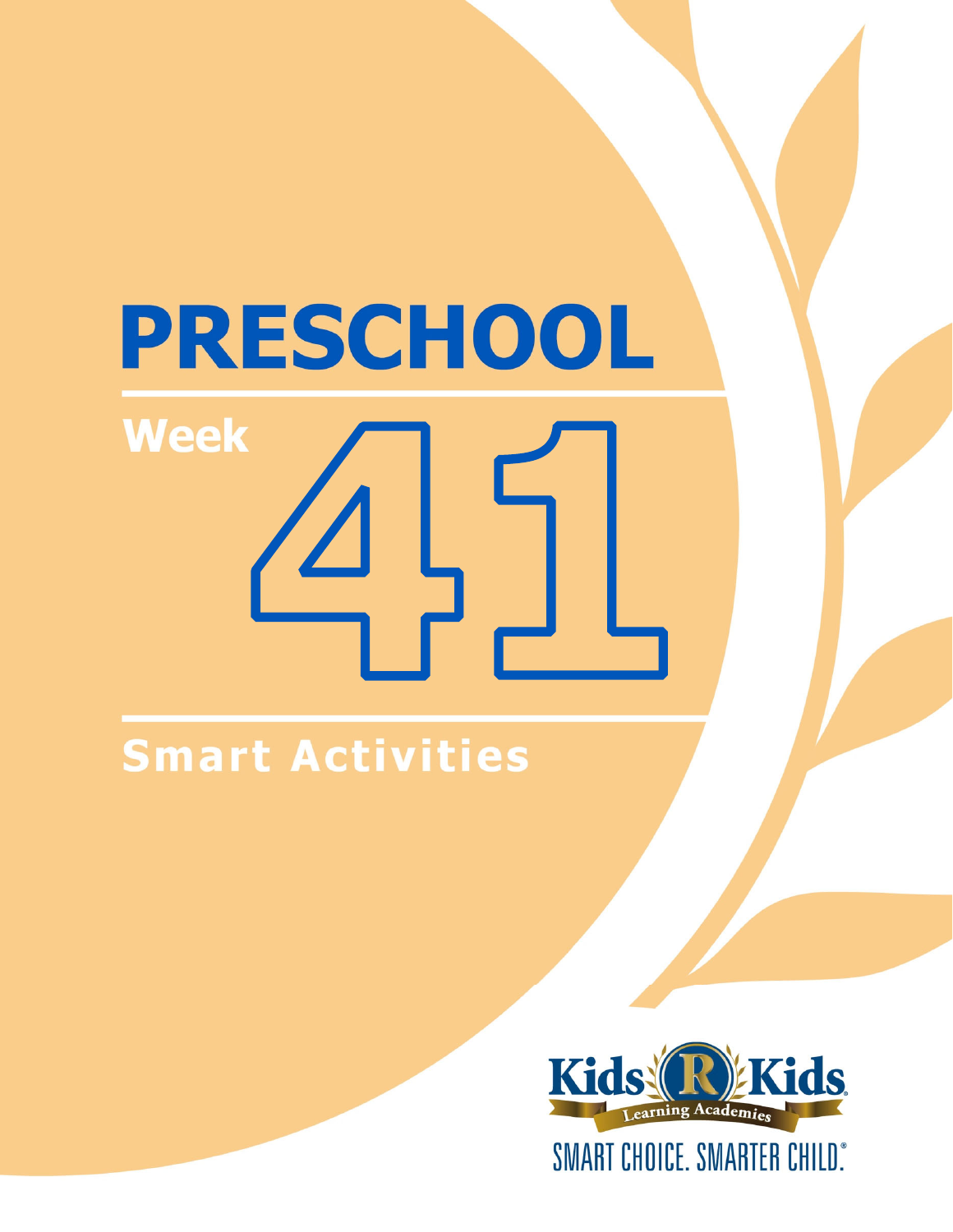# PRESCHOOL

## Week 41

## Smart Activities

Kids R Kids Learning Academies

SMART CHOICE. SMARTER CHILD.®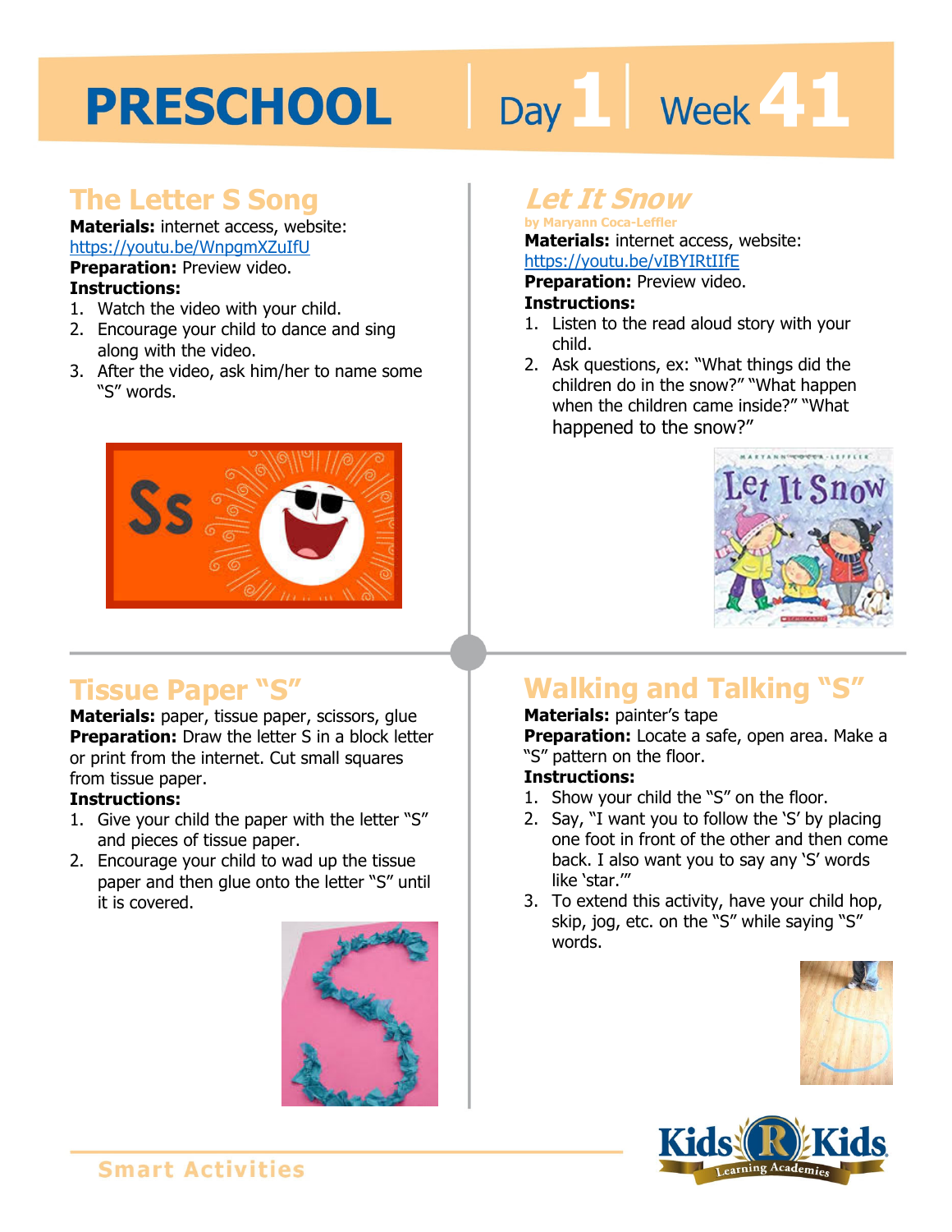# PRESCHOOL Day 1 | Week 41

## The Letter S Song

**Materials:** internet access, website: https://youtu.be/WnpgmXZuIfU

**Preparation:** Preview video.

**Instructions:**

1. Watch the video with your child.
2. Encourage your child to dance and sing along with the video.
3. After the video, ask him/her to name some "S" words.

## *Let It Snow*

by Maryann Coca-Leffler

**Materials:** internet access, website: https://youtu.be/vIBYIRtIIfE

**Preparation:** Preview video.

**Instructions:**

1. Listen to the read aloud story with your child.
2. Ask questions, ex: "What things did the children do in the snow?" "What happen when the children came inside?" "What happened to the snow?"

## Tissue Paper "S"

**Materials:** paper, tissue paper, scissors, glue

**Preparation:** Draw the letter S in a block letter or print from the internet. Cut small squares from tissue paper.

**Instructions:**

1. Give your child the paper with the letter "S" and pieces of tissue paper.
2. Encourage your child to wad up the tissue paper and then glue onto the letter "S" until it is covered.

## Walking and Talking "S"

**Materials:** painter's tape

**Preparation:** Locate a safe, open area. Make a "S" pattern on the floor.

**Instructions:**

1. Show your child the "S" on the floor.
2. Say, "I want you to follow the 'S' by placing one foot in front of the other and then come back. I also want you to say any 'S' words like 'star.'"
3. To extend this activity, have your child hop, skip, jog, etc. on the "S" while saying "S" words.

Smart Activities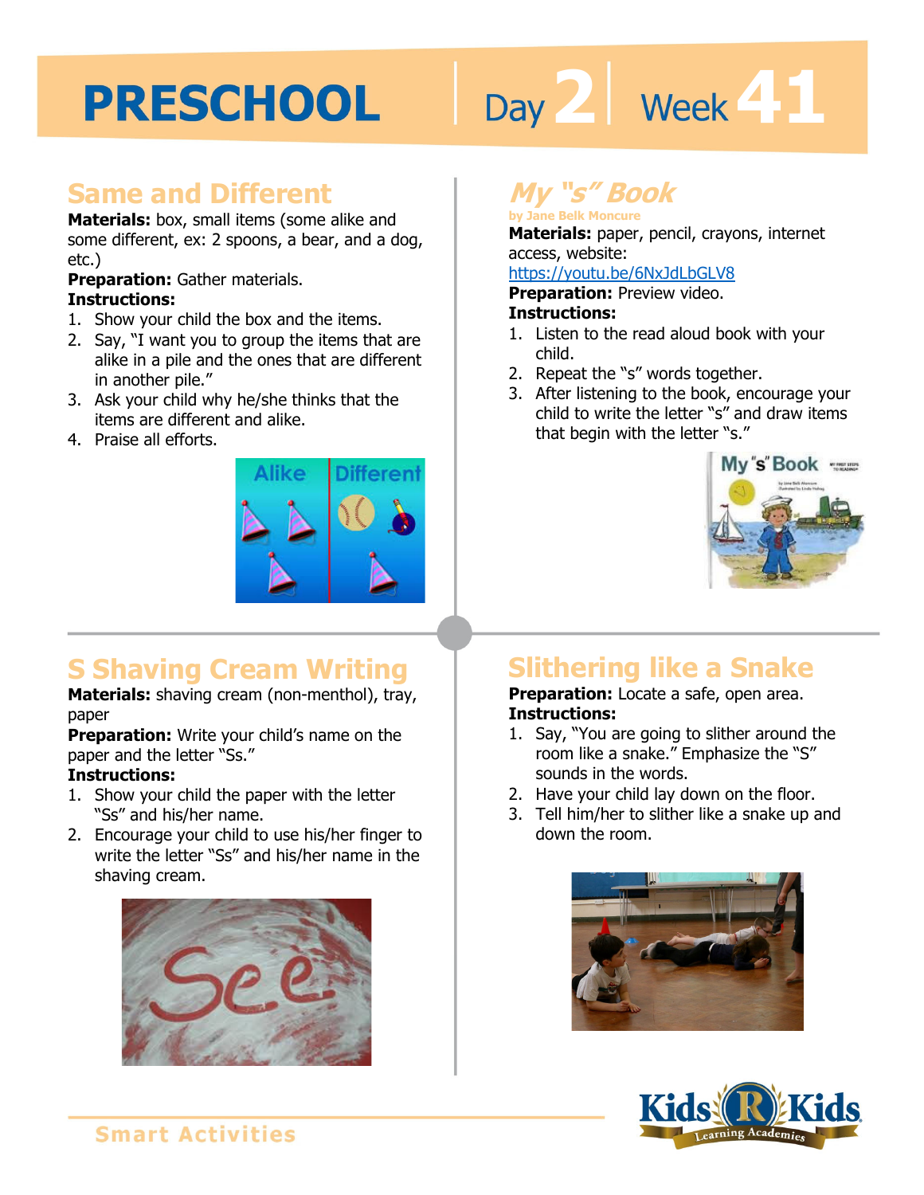# PRESCHOOL Day 2 Week 41

## Same and Different

**Materials:** box, small items (some alike and some different, ex: 2 spoons, a bear, and a dog, etc.)

**Preparation:** Gather materials.

**Instructions:**

1. Show your child the box and the items.
2. Say, "I want you to group the items that are alike in a pile and the ones that are different in another pile."
3. Ask your child why he/she thinks that the items are different and alike.
4. Praise all efforts.

## *My "s" Book*

by Jane Belk Moncure

**Materials:** paper, pencil, crayons, internet access, website: https://youtu.be/6NxJdLbGLV8

**Preparation:** Preview video.

**Instructions:**

1. Listen to the read aloud book with your child.
2. Repeat the "s" words together.
3. After listening to the book, encourage your child to write the letter "s" and draw items that begin with the letter "s."

## S Shaving Cream Writing

**Materials:** shaving cream (non-menthol), tray, paper

**Preparation:** Write your child's name on the paper and the letter "Ss."

**Instructions:**

1. Show your child the paper with the letter "Ss" and his/her name.
2. Encourage your child to use his/her finger to write the letter "Ss" and his/her name in the shaving cream.

## Slithering like a Snake

**Preparation:** Locate a safe, open area.

**Instructions:**

1. Say, "You are going to slither around the room like a snake." Emphasize the "S" sounds in the words.
2. Have your child lay down on the floor.
3. Tell him/her to slither like a snake up and down the room.

Smart Activities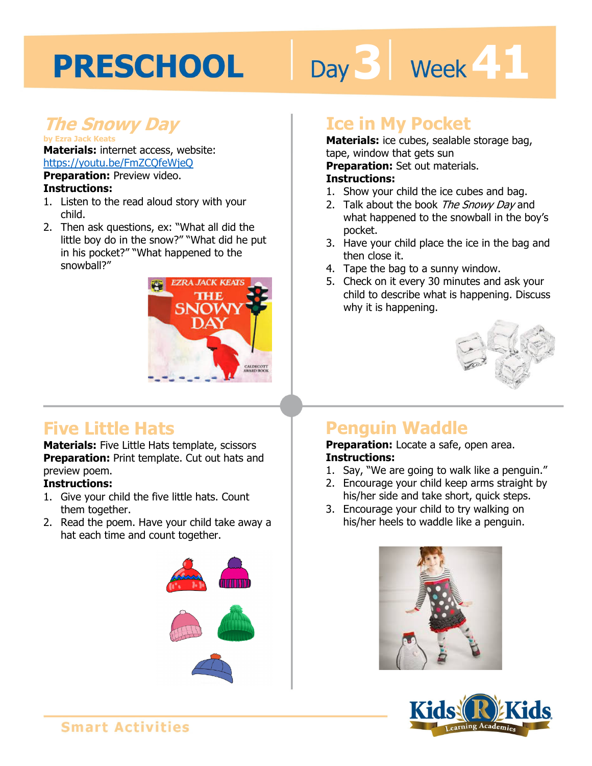# PRESCHOOL Day 3 | Week 41

## *The Snowy Day*

by Ezra Jack Keats

**Materials:** internet access, website: https://youtu.be/FmZCQfeWjeQ

**Preparation:** Preview video.

**Instructions:**

1. Listen to the read aloud story with your child.
2. Then ask questions, ex: "What all did the little boy do in the snow?" "What did he put in his pocket?" "What happened to the snowball?"

## Ice in My Pocket

**Materials:** ice cubes, sealable storage bag, tape, window that gets sun

**Preparation:** Set out materials.

**Instructions:**

1. Show your child the ice cubes and bag.
2. Talk about the book *The Snowy Day* and what happened to the snowball in the boy's pocket.
3. Have your child place the ice in the bag and then close it.
4. Tape the bag to a sunny window.
5. Check on it every 30 minutes and ask your child to describe what is happening. Discuss why it is happening.

## Five Little Hats

**Materials:** Five Little Hats template, scissors

**Preparation:** Print template. Cut out hats and preview poem.

**Instructions:**

1. Give your child the five little hats. Count them together.
2. Read the poem. Have your child take away a hat each time and count together.

## Penguin Waddle

**Preparation:** Locate a safe, open area.

**Instructions:**

1. Say, "We are going to walk like a penguin."
2. Encourage your child keep arms straight by his/her side and take short, quick steps.
3. Encourage your child to try walking on his/her heels to waddle like a penguin.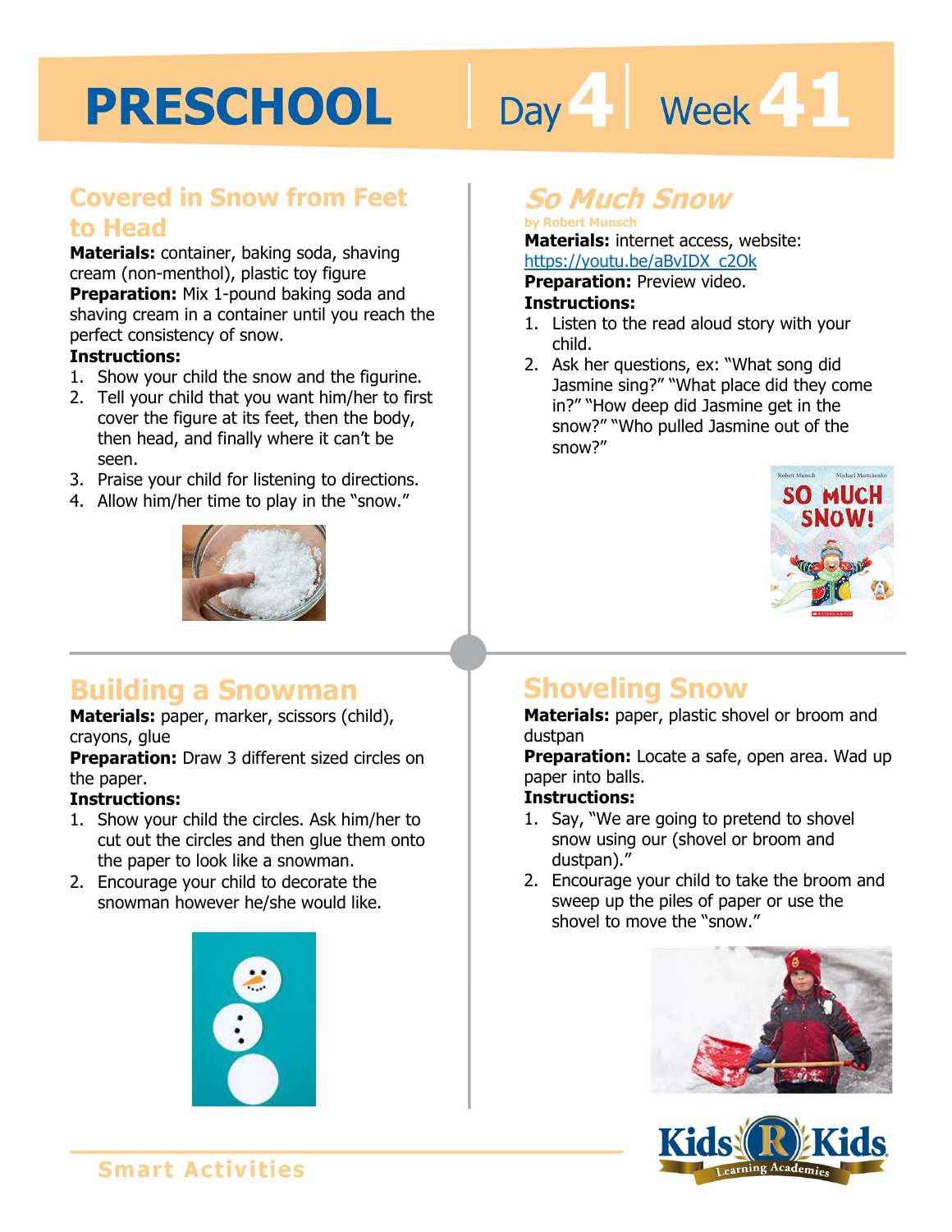# PRESCHOOL Day 4 | Week 41

## Covered in Snow from Feet to Head

**Materials:** container, baking soda, shaving cream (non-menthol), plastic toy figure

**Preparation:** Mix 1-pound baking soda and shaving cream in a container until you reach the perfect consistency of snow.

**Instructions:**

1. Show your child the snow and the figurine.
2. Tell your child that you want him/her to first cover the figure at its feet, then the body, then head, and finally where it can't be seen.
3. Praise your child for listening to directions.
4. Allow him/her time to play in the "snow."

## *So Much Snow*

by Robert Munsch

**Materials:** internet access, website: https://youtu.be/aBvIDX_c2Ok

**Preparation:** Preview video.

**Instructions:**

1. Listen to the read aloud story with your child.
2. Ask her questions, ex: "What song did Jasmine sing?" "What place did they come in?" "How deep did Jasmine get in the snow?" "Who pulled Jasmine out of the snow?"

## Building a Snowman

**Materials:** paper, marker, scissors (child), crayons, glue

**Preparation:** Draw 3 different sized circles on the paper.

**Instructions:**

1. Show your child the circles. Ask him/her to cut out the circles and then glue them onto the paper to look like a snowman.
2. Encourage your child to decorate the snowman however he/she would like.

## Shoveling Snow

**Materials:** paper, plastic shovel or broom and dustpan

**Preparation:** Locate a safe, open area. Wad up paper into balls.

**Instructions:**

1. Say, "We are going to pretend to shovel snow using our (shovel or broom and dustpan)."
2. Encourage your child to take the broom and sweep up the piles of paper or use the shovel to move the "snow."

Smart Activities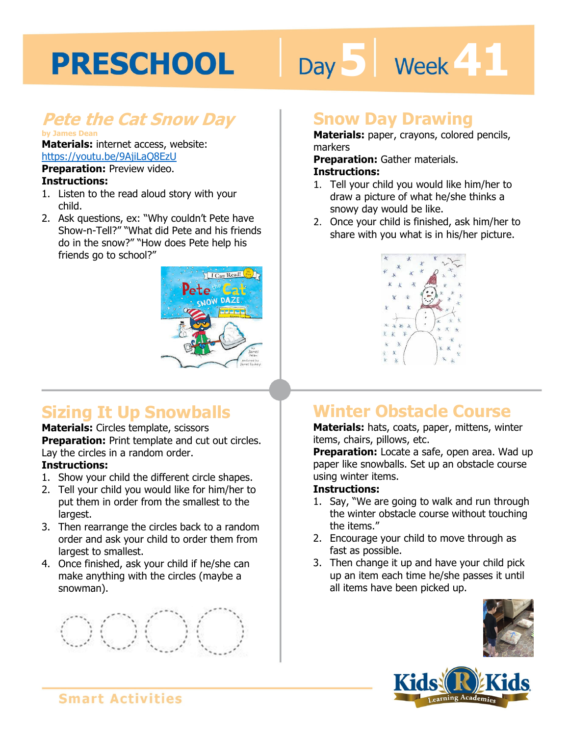# PRESCHOOL Day 5 Week 41

## Pete the Cat Snow Day

by James Dean

**Materials:** internet access, website: https://youtu.be/9AjiLaQ8EzU

**Preparation:** Preview video.

**Instructions:**

1. Listen to the read aloud story with your child.
2. Ask questions, ex: "Why couldn't Pete have Show-n-Tell?" "What did Pete and his friends do in the snow?" "How does Pete help his friends go to school?"

## Snow Day Drawing

**Materials:** paper, crayons, colored pencils, markers

**Preparation:** Gather materials.

**Instructions:**

1. Tell your child you would like him/her to draw a picture of what he/she thinks a snowy day would be like.
2. Once your child is finished, ask him/her to share with you what is in his/her picture.

## Sizing It Up Snowballs

**Materials:** Circles template, scissors

**Preparation:** Print template and cut out circles. Lay the circles in a random order.

**Instructions:**

1. Show your child the different circle shapes.
2. Tell your child you would like for him/her to put them in order from the smallest to the largest.
3. Then rearrange the circles back to a random order and ask your child to order them from largest to smallest.
4. Once finished, ask your child if he/she can make anything with the circles (maybe a snowman).

## Winter Obstacle Course

**Materials:** hats, coats, paper, mittens, winter items, chairs, pillows, etc.

**Preparation:** Locate a safe, open area. Wad up paper like snowballs. Set up an obstacle course using winter items.

**Instructions:**

1. Say, "We are going to walk and run through the winter obstacle course without touching the items."
2. Encourage your child to move through as fast as possible.
3. Then change it up and have your child pick up an item each time he/she passes it until all items have been picked up.

Smart Activities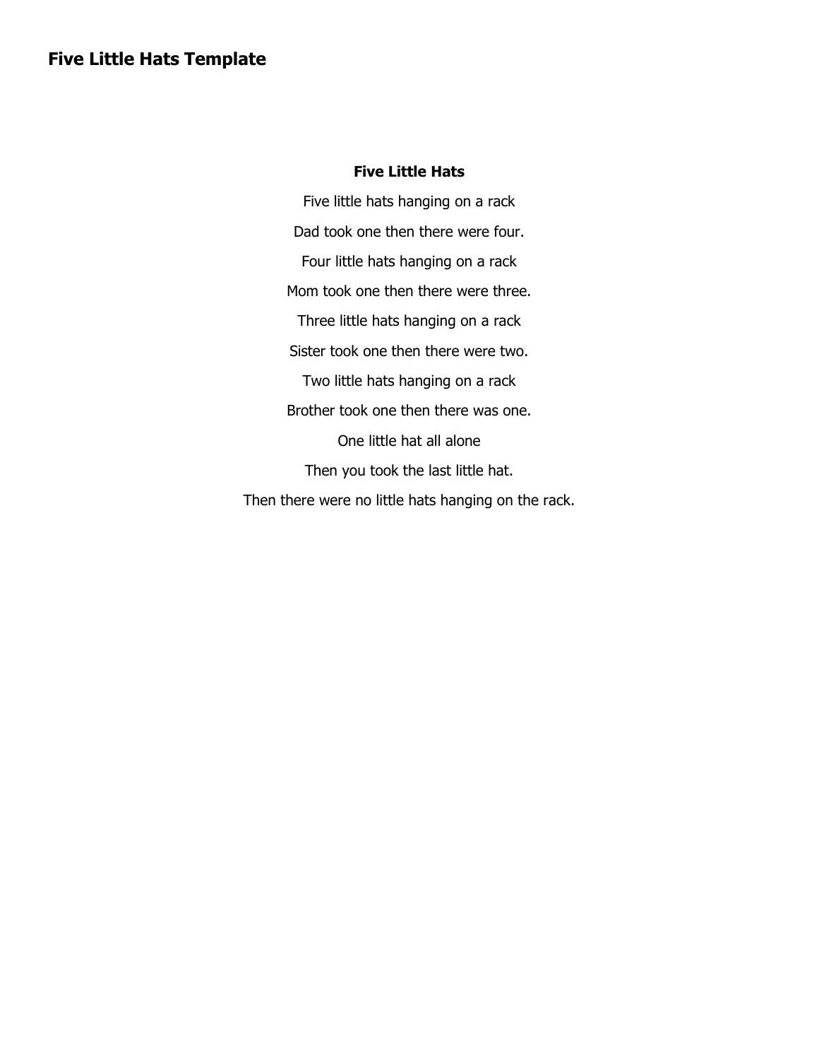## Five Little Hats Template

**Five Little Hats**

Five little hats hanging on a rack

Dad took one then there were four.

Four little hats hanging on a rack

Mom took one then there were three.

Three little hats hanging on a rack

Sister took one then there were two.

Two little hats hanging on a rack

Brother took one then there was one.

One little hat all alone

Then you took the last little hat.

Then there were no little hats hanging on the rack.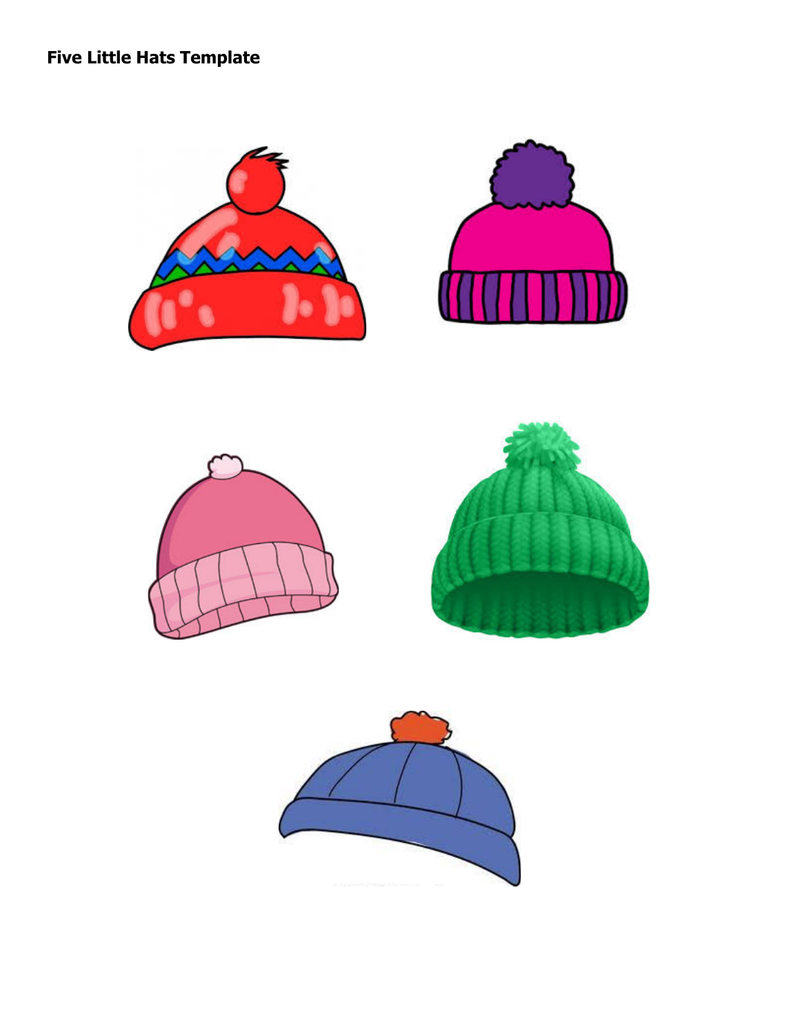**Five Little Hats Template**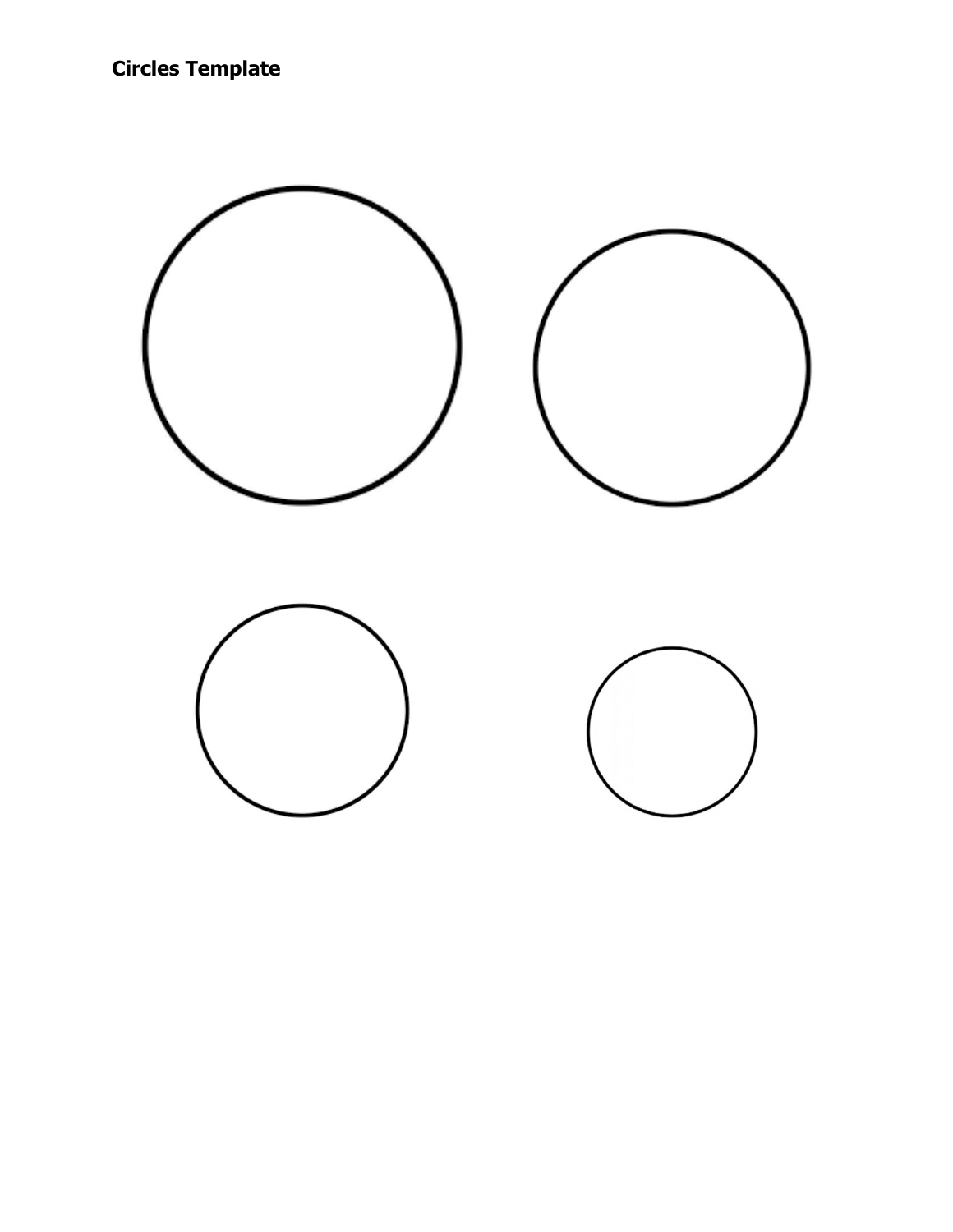**Circles Template**